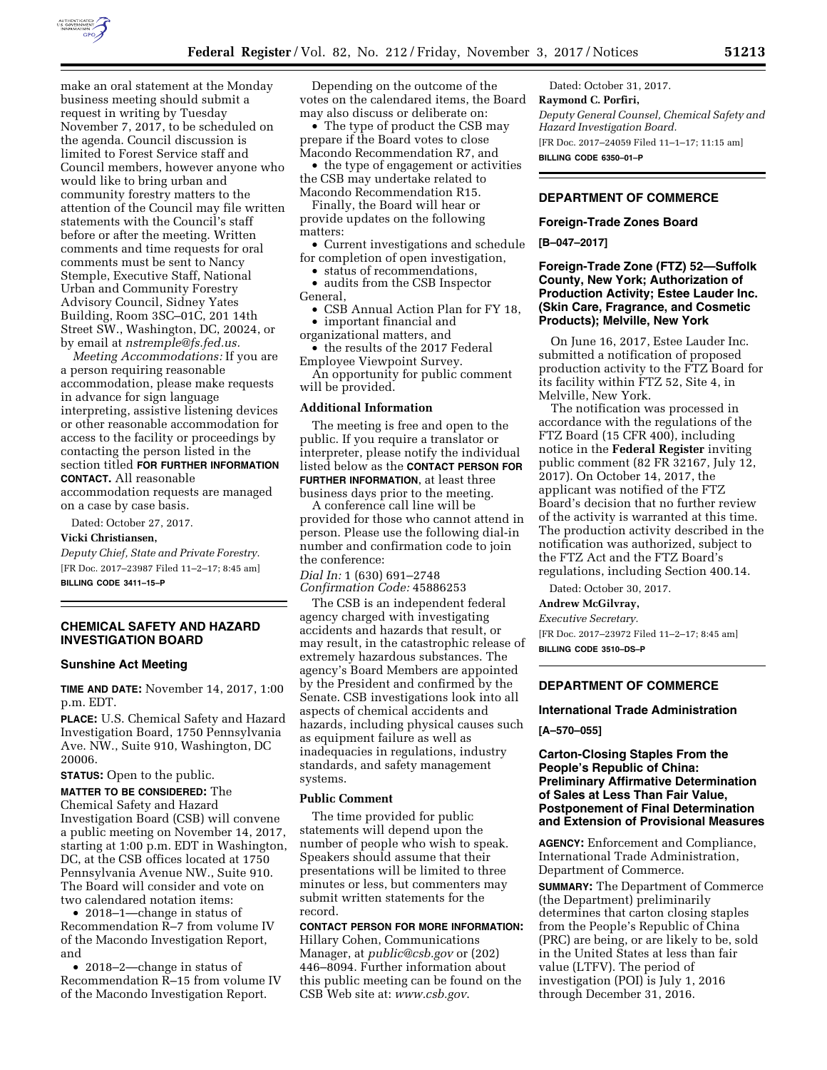make an oral statement at the Monday business meeting should submit a request in writing by Tuesday November 7, 2017, to be scheduled on the agenda. Council discussion is limited to Forest Service staff and Council members, however anyone who would like to bring urban and community forestry matters to the attention of the Council may file written statements with the Council's staff before or after the meeting. Written comments and time requests for oral comments must be sent to Nancy Stemple, Executive Staff, National Urban and Community Forestry Advisory Council, Sidney Yates Building, Room 3SC–01C, 201 14th Street SW., Washington, DC, 20024, or by email at *nstremple@fs.fed.us.*

*Meeting Accommodations:* If you are a person requiring reasonable accommodation, please make requests in advance for sign language interpreting, assistive listening devices or other reasonable accommodation for access to the facility or proceedings by contacting the person listed in the section titled **FOR FURTHER INFORMATION CONTACT.** All reasonable accommodation requests are managed on a case by case basis.

Dated: October 27, 2017.

**Vicki Christiansen,**

*Deputy Chief, State and Private Forestry.*

[FR Doc. 2017–23987 Filed 11–2–17; 8:45 am]

**BILLING CODE 3411–15–P**

## CHEMICAL SAFETY AND HAZARD INVESTIGATION BOARD

### Sunshine Act Meeting

**TIME AND DATE:** November 14, 2017, 1:00 p.m. EDT.

**PLACE:** U.S. Chemical Safety and Hazard Investigation Board, 1750 Pennsylvania Ave. NW., Suite 910, Washington, DC 20006.

**STATUS:** Open to the public.

**MATTER TO BE CONSIDERED:** The Chemical Safety and Hazard Investigation Board (CSB) will convene a public meeting on November 14, 2017, starting at 1:00 p.m. EDT in Washington, DC, at the CSB offices located at 1750 Pennsylvania Avenue NW., Suite 910. The Board will consider and vote on two calendared notation items:

- 2018–1—change in status of Recommendation R–7 from volume IV of the Macondo Investigation Report, and
- 2018–2—change in status of Recommendation R–15 from volume IV of the Macondo Investigation Report.

Depending on the outcome of the votes on the calendared items, the Board may also discuss or deliberate on:

- The type of product the CSB may prepare if the Board votes to close Macondo Recommendation R7, and
- the type of engagement or activities the CSB may undertake related to Macondo Recommendation R15.

Finally, the Board will hear or provide updates on the following matters:

- Current investigations and schedule for completion of open investigation,
- status of recommendations,
- audits from the CSB Inspector General,
- CSB Annual Action Plan for FY 18,
- important financial and organizational matters, and
- the results of the 2017 Federal Employee Viewpoint Survey.

An opportunity for public comment will be provided.

#### Additional Information

The meeting is free and open to the public. If you require a translator or interpreter, please notify the individual listed below as the **CONTACT PERSON FOR FURTHER INFORMATION**, at least three business days prior to the meeting.

A conference call line will be provided for those who cannot attend in person. Please use the following dial-in number and confirmation code to join the conference:

*Dial In:* 1 (630) 691–2748
*Confirmation Code:* 45886253

The CSB is an independent federal agency charged with investigating accidents and hazards that result, or may result, in the catastrophic release of extremely hazardous substances. The agency's Board Members are appointed by the President and confirmed by the Senate. CSB investigations look into all aspects of chemical accidents and hazards, including physical causes such as equipment failure as well as inadequacies in regulations, industry standards, and safety management systems.

#### Public Comment

The time provided for public statements will depend upon the number of people who wish to speak. Speakers should assume that their presentations will be limited to three minutes or less, but commenters may submit written statements for the record.

**CONTACT PERSON FOR MORE INFORMATION:** Hillary Cohen, Communications Manager, at *public@csb.gov* or (202) 446–8094. Further information about this public meeting can be found on the CSB Web site at: *www.csb.gov*.

Dated: October 31, 2017.

**Raymond C. Porfiri,**

*Deputy General Counsel, Chemical Safety and Hazard Investigation Board.*

[FR Doc. 2017–24059 Filed 11–1–17; 11:15 am]

**BILLING CODE 6350–01–P**

## DEPARTMENT OF COMMERCE

### Foreign-Trade Zones Board

**[B–047–2017]**

### Foreign-Trade Zone (FTZ) 52—Suffolk County, New York; Authorization of Production Activity; Estee Lauder Inc. (Skin Care, Fragrance, and Cosmetic Products); Melville, New York

On June 16, 2017, Estee Lauder Inc. submitted a notification of proposed production activity to the FTZ Board for its facility within FTZ 52, Site 4, in Melville, New York.

The notification was processed in accordance with the regulations of the FTZ Board (15 CFR 400), including notice in the **Federal Register** inviting public comment (82 FR 32167, July 12, 2017). On October 14, 2017, the applicant was notified of the FTZ Board's decision that no further review of the activity is warranted at this time. The production activity described in the notification was authorized, subject to the FTZ Act and the FTZ Board's regulations, including Section 400.14.

Dated: October 30, 2017.

**Andrew McGilvray,**

*Executive Secretary.*

[FR Doc. 2017–23972 Filed 11–2–17; 8:45 am]

**BILLING CODE 3510–DS–P**

## DEPARTMENT OF COMMERCE

### International Trade Administration

**[A–570–055]**

### Carton-Closing Staples From the People's Republic of China: Preliminary Affirmative Determination of Sales at Less Than Fair Value, Postponement of Final Determination and Extension of Provisional Measures

**AGENCY:** Enforcement and Compliance, International Trade Administration, Department of Commerce.

**SUMMARY:** The Department of Commerce (the Department) preliminarily determines that carton closing staples from the People's Republic of China (PRC) are being, or are likely to be, sold in the United States at less than fair value (LTFV). The period of investigation (POI) is July 1, 2016 through December 31, 2016.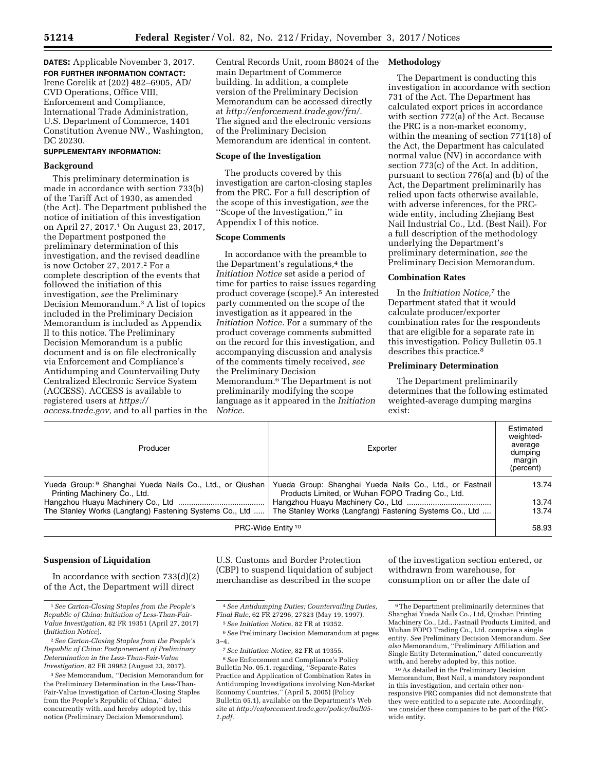**DATES:** Applicable November 3, 2017.

**FOR FURTHER INFORMATION CONTACT:** Irene Gorelik at (202) 482–6905, AD/CVD Operations, Office VIII, Enforcement and Compliance, International Trade Administration, U.S. Department of Commerce, 1401 Constitution Avenue NW., Washington, DC 20230.

**SUPPLEMENTARY INFORMATION:**

**Background**

This preliminary determination is made in accordance with section 733(b) of the Tariff Act of 1930, as amended (the Act). The Department published the notice of initiation of this investigation on April 27, 2017.[1] On August 23, 2017, the Department postponed the preliminary determination of this investigation, and the revised deadline is now October 27, 2017.[2] For a complete description of the events that followed the initiation of this investigation, *see* the Preliminary Decision Memorandum.[3] A list of topics included in the Preliminary Decision Memorandum is included as Appendix II to this notice. The Preliminary Decision Memorandum is a public document and is on file electronically via Enforcement and Compliance's Antidumping and Countervailing Duty Centralized Electronic Service System (ACCESS). ACCESS is available to registered users at *https://access.trade.gov,* and to all parties in the Central Records Unit, room B8024 of the main Department of Commerce building. In addition, a complete version of the Preliminary Decision Memorandum can be accessed directly at *http://enforcement.trade.gov/frn/.* The signed and the electronic versions of the Preliminary Decision Memorandum are identical in content.

**Scope of the Investigation**

The products covered by this investigation are carton-closing staples from the PRC. For a full description of the scope of this investigation, *see* the ''Scope of the Investigation,'' in Appendix I of this notice.

**Scope Comments**

In accordance with the preamble to the Department's regulations,[4] the *Initiation Notice* set aside a period of time for parties to raise issues regarding product coverage (scope).[5] An interested party commented on the scope of the investigation as it appeared in the *Initiation Notice.* For a summary of the product coverage comments submitted on the record for this investigation, and accompanying discussion and analysis of the comments timely received, *see* the Preliminary Decision Memorandum.[6] The Department is not preliminarily modifying the scope language as it appeared in the *Initiation Notice.*

**Methodology**

The Department is conducting this investigation in accordance with section 731 of the Act. The Department has calculated export prices in accordance with section 772(a) of the Act. Because the PRC is a non-market economy, within the meaning of section 771(18) of the Act, the Department has calculated normal value (NV) in accordance with section 773(c) of the Act. In addition, pursuant to section 776(a) and (b) of the Act, the Department preliminarily has relied upon facts otherwise available, with adverse inferences, for the PRC-wide entity, including Zhejiang Best Nail Industrial Co., Ltd. (Best Nail). For a full description of the methodology underlying the Department's preliminary determination, *see* the Preliminary Decision Memorandum.

**Combination Rates**

In the *Initiation Notice,*[7] the Department stated that it would calculate producer/exporter combination rates for the respondents that are eligible for a separate rate in this investigation. Policy Bulletin 05.1 describes this practice.[8]

**Preliminary Determination**

The Department preliminarily determines that the following estimated weighted-average dumping margins exist:

| Producer | Exporter | Estimated weighted-average dumping margin (percent) |
|---|---|---|
| Yueda Group:[9] Shanghai Yueda Nails Co., Ltd., or Qiushan Printing Machinery Co., Ltd. | Yueda Group: Shanghai Yueda Nails Co., Ltd., or Fastnail Products Limited, or Wuhan FOPO Trading Co., Ltd. | 13.74 |
| Hangzhou Huayu Machinery Co., Ltd | Hangzhou Huayu Machinery Co., Ltd | 13.74 |
| The Stanley Works (Langfang) Fastening Systems Co., Ltd | The Stanley Works (Langfang) Fastening Systems Co., Ltd | 13.74 |
| PRC-Wide Entity[10] | | 58.93 |

**Suspension of Liquidation**

In accordance with section 733(d)(2) of the Act, the Department will direct U.S. Customs and Border Protection (CBP) to suspend liquidation of subject merchandise as described in the scope of the investigation section entered, or withdrawn from warehouse, for consumption on or after the date of

---

[1] *See Carton-Closing Staples from the People's Republic of China: Initiation of Less-Than-Fair-Value Investigation,* 82 FR 19351 (April 27, 2017) (*Initiation Notice*).

[2] *See Carton-Closing Staples from the People's Republic of China: Postponement of Preliminary Determination in the Less-Than-Fair-Value Investigation,* 82 FR 39982 (August 23, 2017).

[3] *See* Memorandum, ''Decision Memorandum for the Preliminary Determination in the Less-Than-Fair-Value Investigation of Carton-Closing Staples from the People's Republic of China,'' dated concurrently with, and hereby adopted by, this notice (Preliminary Decision Memorandum).

[4] *See Antidumping Duties; Countervailing Duties, Final Rule,* 62 FR 27296, 27323 (May 19, 1997).

[5] *See Initiation Notice*, 82 FR at 19352.

[6] *See* Preliminary Decision Memorandum at pages 3–4.

[7] *See Initiation Notice,* 82 FR at 19355.

[8] *See* Enforcement and Compliance's Policy Bulletin No. 05.1, regarding, ''Separate-Rates Practice and Application of Combination Rates in Antidumping Investigations involving Non-Market Economy Countries,'' (April 5, 2005) (Policy Bulletin 05.1), available on the Department's Web site at *http://enforcement.trade.gov/policy/bull05-1.pdf.*

[9] The Department preliminarily determines that Shanghai Yueda Nails Co., Ltd, Qiushan Printing Machinery Co., Ltd., Fastnail Products Limited, and Wuhan FOPO Trading Co., Ltd. comprise a single entity. *See* Preliminary Decision Memorandum. *See also* Memorandum, ''Preliminary Affiliation and Single Entity Determination,'' dated concurrently with, and hereby adopted by, this notice.

[10] As detailed in the Preliminary Decision Memorandum, Best Nail, a mandatory respondent in this investigation, and certain other non-responsive PRC companies did not demonstrate that they were entitled to a separate rate. Accordingly, we consider these companies to be part of the PRC-wide entity.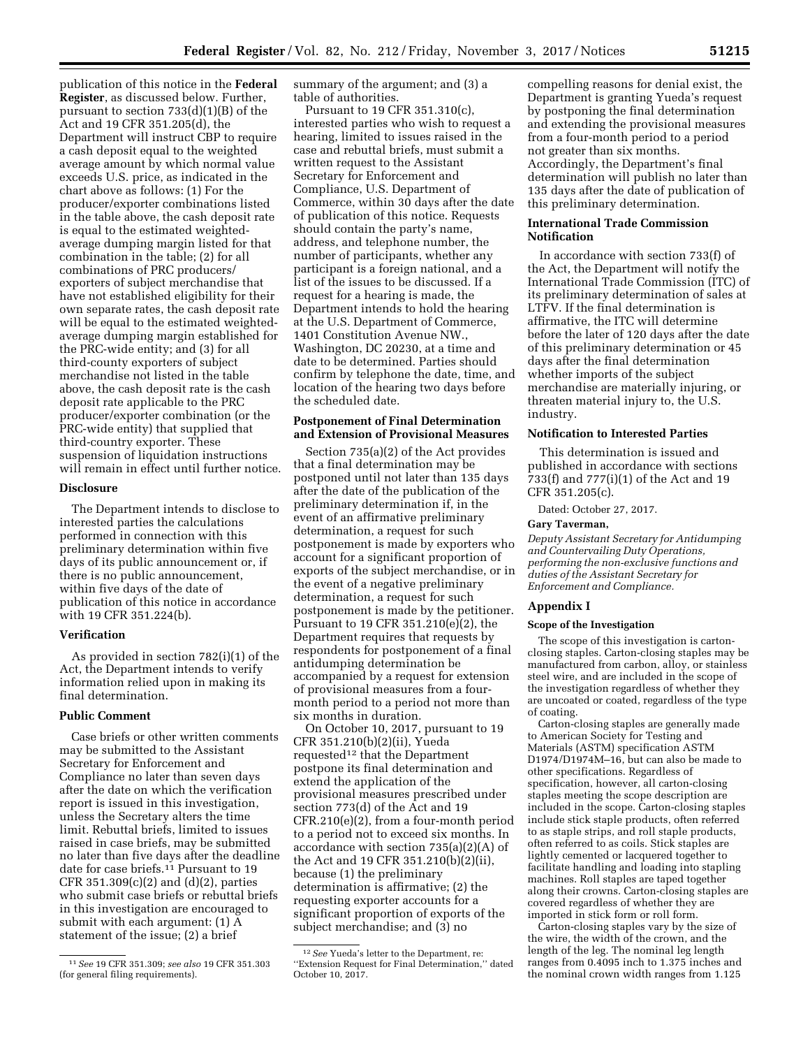publication of this notice in the **Federal Register**, as discussed below. Further, pursuant to section 733(d)(1)(B) of the Act and 19 CFR 351.205(d), the Department will instruct CBP to require a cash deposit equal to the weighted average amount by which normal value exceeds U.S. price, as indicated in the chart above as follows: (1) For the producer/exporter combinations listed in the table above, the cash deposit rate is equal to the estimated weighted-average dumping margin listed for that combination in the table; (2) for all combinations of PRC producers/exporters of subject merchandise that have not established eligibility for their own separate rates, the cash deposit rate will be equal to the estimated weighted-average dumping margin established for the PRC-wide entity; and (3) for all third-county exporters of subject merchandise not listed in the table above, the cash deposit rate is the cash deposit rate applicable to the PRC producer/exporter combination (or the PRC-wide entity) that supplied that third-country exporter. These suspension of liquidation instructions will remain in effect until further notice.

### Disclosure

The Department intends to disclose to interested parties the calculations performed in connection with this preliminary determination within five days of its public announcement or, if there is no public announcement, within five days of the date of publication of this notice in accordance with 19 CFR 351.224(b).

### Verification

As provided in section 782(i)(1) of the Act, the Department intends to verify information relied upon in making its final determination.

### Public Comment

Case briefs or other written comments may be submitted to the Assistant Secretary for Enforcement and Compliance no later than seven days after the date on which the verification report is issued in this investigation, unless the Secretary alters the time limit. Rebuttal briefs, limited to issues raised in case briefs, may be submitted no later than five days after the deadline date for case briefs.[11] Pursuant to 19 CFR 351.309(c)(2) and (d)(2), parties who submit case briefs or rebuttal briefs in this investigation are encouraged to submit with each argument: (1) A statement of the issue; (2) a brief summary of the argument; and (3) a table of authorities.

Pursuant to 19 CFR 351.310(c), interested parties who wish to request a hearing, limited to issues raised in the case and rebuttal briefs, must submit a written request to the Assistant Secretary for Enforcement and Compliance, U.S. Department of Commerce, within 30 days after the date of publication of this notice. Requests should contain the party's name, address, and telephone number, the number of participants, whether any participant is a foreign national, and a list of the issues to be discussed. If a request for a hearing is made, the Department intends to hold the hearing at the U.S. Department of Commerce, 1401 Constitution Avenue NW., Washington, DC 20230, at a time and date to be determined. Parties should confirm by telephone the date, time, and location of the hearing two days before the scheduled date.

### Postponement of Final Determination and Extension of Provisional Measures

Section 735(a)(2) of the Act provides that a final determination may be postponed until not later than 135 days after the date of the publication of the preliminary determination if, in the event of an affirmative preliminary determination, a request for such postponement is made by exporters who account for a significant proportion of exports of the subject merchandise, or in the event of a negative preliminary determination, a request for such postponement is made by the petitioner. Pursuant to 19 CFR 351.210(e)(2), the Department requires that requests by respondents for postponement of a final antidumping determination be accompanied by a request for extension of provisional measures from a four-month period to a period not more than six months in duration.

On October 10, 2017, pursuant to 19 CFR 351.210(b)(2)(ii), Yueda requested[12] that the Department postpone its final determination and extend the application of the provisional measures prescribed under section 773(d) of the Act and 19 CFR.210(e)(2), from a four-month period to a period not to exceed six months. In accordance with section 735(a)(2)(A) of the Act and 19 CFR 351.210(b)(2)(ii), because (1) the preliminary determination is affirmative; (2) the requesting exporter accounts for a significant proportion of exports of the subject merchandise; and (3) no compelling reasons for denial exist, the Department is granting Yueda's request by postponing the final determination and extending the provisional measures from a four-month period to a period not greater than six months. Accordingly, the Department's final determination will publish no later than 135 days after the date of publication of this preliminary determination.

### International Trade Commission Notification

In accordance with section 733(f) of the Act, the Department will notify the International Trade Commission (ITC) of its preliminary determination of sales at LTFV. If the final determination is affirmative, the ITC will determine before the later of 120 days after the date of this preliminary determination or 45 days after the final determination whether imports of the subject merchandise are materially injuring, or threaten material injury to, the U.S. industry.

### Notification to Interested Parties

This determination is issued and published in accordance with sections 733(f) and 777(i)(1) of the Act and 19 CFR 351.205(c).

Dated: October 27, 2017.

**Gary Taverman,**

*Deputy Assistant Secretary for Antidumping and Countervailing Duty Operations, performing the non-exclusive functions and duties of the Assistant Secretary for Enforcement and Compliance.*

## Appendix I

### Scope of the Investigation

The scope of this investigation is carton-closing staples. Carton-closing staples may be manufactured from carbon, alloy, or stainless steel wire, and are included in the scope of the investigation regardless of whether they are uncoated or coated, regardless of the type of coating.

Carton-closing staples are generally made to American Society for Testing and Materials (ASTM) specification ASTM D1974/D1974M–16, but can also be made to other specifications. Regardless of specification, however, all carton-closing staples meeting the scope description are included in the scope. Carton-closing staples include stick staple products, often referred to as staple strips, and roll staple products, often referred to as coils. Stick staples are lightly cemented or lacquered together to facilitate handling and loading into stapling machines. Roll staples are taped together along their crowns. Carton-closing staples are covered regardless of whether they are imported in stick form or roll form.

Carton-closing staples vary by the size of the wire, the width of the crown, and the length of the leg. The nominal leg length ranges from 0.4095 inch to 1.375 inches and the nominal crown width ranges from 1.125

---

[11] *See* 19 CFR 351.309; *see also* 19 CFR 351.303 (for general filing requirements).

[12] *See* Yueda's letter to the Department, re: ''Extension Request for Final Determination,'' dated October 10, 2017.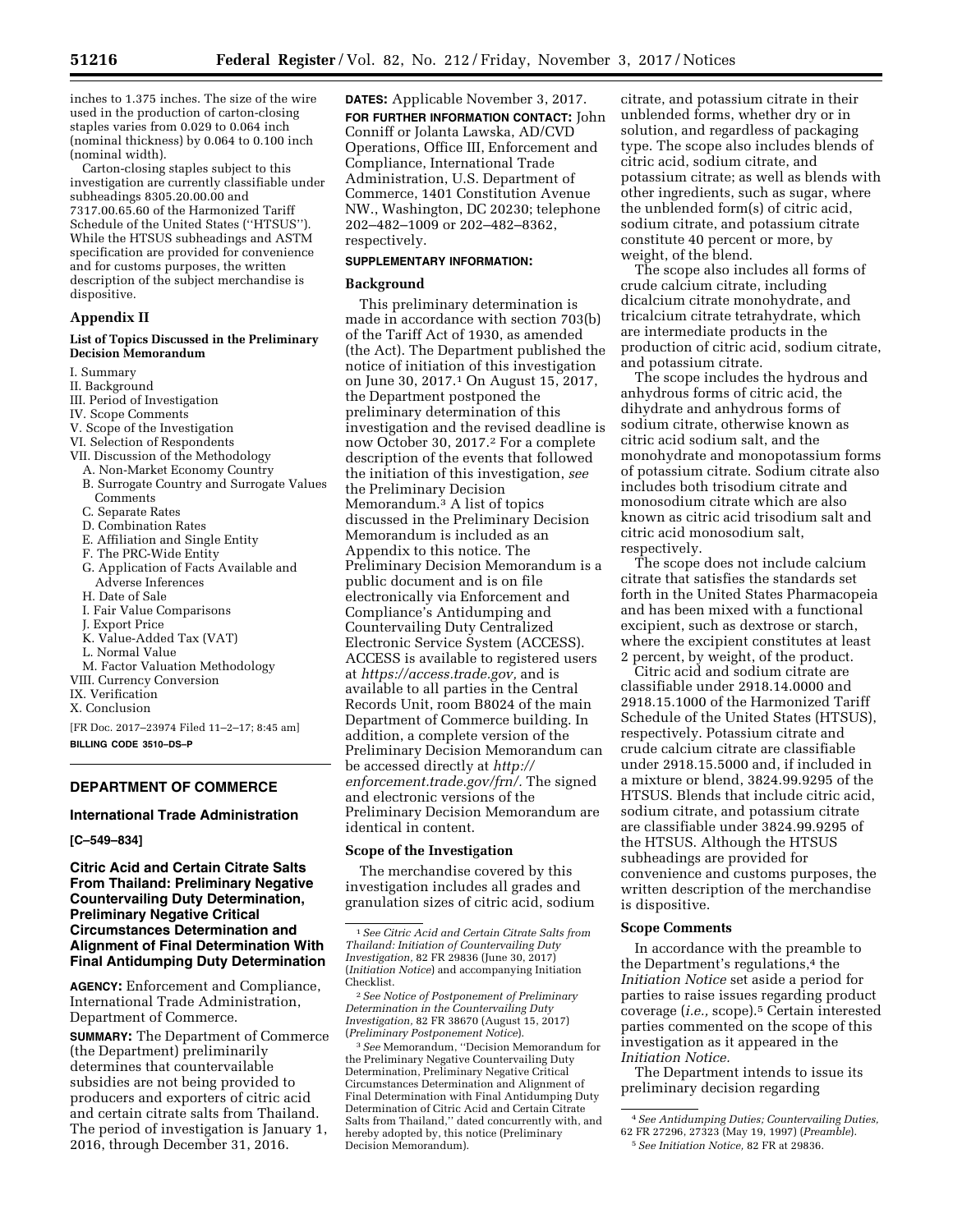inches to 1.375 inches. The size of the wire used in the production of carton-closing staples varies from 0.029 to 0.064 inch (nominal thickness) by 0.064 to 0.100 inch (nominal width).

Carton-closing staples subject to this investigation are currently classifiable under subheadings 8305.20.00.00 and 7317.00.65.60 of the Harmonized Tariff Schedule of the United States (''HTSUS''). While the HTSUS subheadings and ASTM specification are provided for convenience and for customs purposes, the written description of the subject merchandise is dispositive.

## Appendix II

### List of Topics Discussed in the Preliminary Decision Memorandum

I. Summary
II. Background
III. Period of Investigation
IV. Scope Comments
V. Scope of the Investigation
VI. Selection of Respondents
VII. Discussion of the Methodology
  A. Non-Market Economy Country
  B. Surrogate Country and Surrogate Values Comments
  C. Separate Rates
  D. Combination Rates
  E. Affiliation and Single Entity
  F. The PRC-Wide Entity
  G. Application of Facts Available and Adverse Inferences
  H. Date of Sale
  I. Fair Value Comparisons
  J. Export Price
  K. Value-Added Tax (VAT)
  L. Normal Value
  M. Factor Valuation Methodology
VIII. Currency Conversion
IX. Verification
X. Conclusion

[FR Doc. 2017–23974 Filed 11–2–17; 8:45 am]

**BILLING CODE 3510–DS–P**

---

## DEPARTMENT OF COMMERCE

### International Trade Administration

**[C–549–834]**

### Citric Acid and Certain Citrate Salts From Thailand: Preliminary Negative Countervailing Duty Determination, Preliminary Negative Critical Circumstances Determination and Alignment of Final Determination With Final Antidumping Duty Determination

**AGENCY:** Enforcement and Compliance, International Trade Administration, Department of Commerce.

**SUMMARY:** The Department of Commerce (the Department) preliminarily determines that countervailable subsidies are not being provided to producers and exporters of citric acid and certain citrate salts from Thailand. The period of investigation is January 1, 2016, through December 31, 2016.

**DATES:** Applicable November 3, 2017.

**FOR FURTHER INFORMATION CONTACT:** John Conniff or Jolanta Lawska, AD/CVD Operations, Office III, Enforcement and Compliance, International Trade Administration, U.S. Department of Commerce, 1401 Constitution Avenue NW., Washington, DC 20230; telephone 202–482–1009 or 202–482–8362, respectively.

**SUPPLEMENTARY INFORMATION:**

### Background

This preliminary determination is made in accordance with section 703(b) of the Tariff Act of 1930, as amended (the Act). The Department published the notice of initiation of this investigation on June 30, 2017.[1] On August 15, 2017, the Department postponed the preliminary determination of this investigation and the revised deadline is now October 30, 2017.[2] For a complete description of the events that followed the initiation of this investigation, *see* the Preliminary Decision Memorandum.[3] A list of topics discussed in the Preliminary Decision Memorandum is included as an Appendix to this notice. The Preliminary Decision Memorandum is a public document and is on file electronically via Enforcement and Compliance's Antidumping and Countervailing Duty Centralized Electronic Service System (ACCESS). ACCESS is available to registered users at *https://access.trade.gov,* and is available to all parties in the Central Records Unit, room B8024 of the main Department of Commerce building. In addition, a complete version of the Preliminary Decision Memorandum can be accessed directly at *http://enforcement.trade.gov/frn/.* The signed and electronic versions of the Preliminary Decision Memorandum are identical in content.

### Scope of the Investigation

The merchandise covered by this investigation includes all grades and granulation sizes of citric acid, sodium citrate, and potassium citrate in their unblended forms, whether dry or in solution, and regardless of packaging type. The scope also includes blends of citric acid, sodium citrate, and potassium citrate; as well as blends with other ingredients, such as sugar, where the unblended form(s) of citric acid, sodium citrate, and potassium citrate constitute 40 percent or more, by weight, of the blend.

The scope also includes all forms of crude calcium citrate, including dicalcium citrate monohydrate, and tricalcium citrate tetrahydrate, which are intermediate products in the production of citric acid, sodium citrate, and potassium citrate.

The scope includes the hydrous and anhydrous forms of citric acid, the dihydrate and anhydrous forms of sodium citrate, otherwise known as citric acid sodium salt, and the monohydrate and monopotassium forms of potassium citrate. Sodium citrate also includes both trisodium citrate and monosodium citrate which are also known as citric acid trisodium salt and citric acid monosodium salt, respectively.

The scope does not include calcium citrate that satisfies the standards set forth in the United States Pharmacopeia and has been mixed with a functional excipient, such as dextrose or starch, where the excipient constitutes at least 2 percent, by weight, of the product.

Citric acid and sodium citrate are classifiable under 2918.14.0000 and 2918.15.1000 of the Harmonized Tariff Schedule of the United States (HTSUS), respectively. Potassium citrate and crude calcium citrate are classifiable under 2918.15.5000 and, if included in a mixture or blend, 3824.99.9295 of the HTSUS. Blends that include citric acid, sodium citrate, and potassium citrate are classifiable under 3824.99.9295 of the HTSUS. Although the HTSUS subheadings are provided for convenience and customs purposes, the written description of the merchandise is dispositive.

### Scope Comments

In accordance with the preamble to the Department's regulations,[4] the *Initiation Notice* set aside a period for parties to raise issues regarding product coverage (*i.e.,* scope).[5] Certain interested parties commented on the scope of this investigation as it appeared in the *Initiation Notice.*

The Department intends to issue its preliminary decision regarding

---

[1] *See Citric Acid and Certain Citrate Salts from Thailand: Initiation of Countervailing Duty Investigation,* 82 FR 29836 (June 30, 2017) (*Initiation Notice*) and accompanying Initiation Checklist.

[2] *See Notice of Postponement of Preliminary Determination in the Countervailing Duty Investigation,* 82 FR 38670 (August 15, 2017) (*Preliminary Postponement Notice*).

[3] *See* Memorandum, ''Decision Memorandum for the Preliminary Negative Countervailing Duty Determination, Preliminary Negative Critical Circumstances Determination and Alignment of Final Determination with Final Antidumping Duty Determination of Citric Acid and Certain Citrate Salts from Thailand,'' dated concurrently with, and hereby adopted by, this notice (Preliminary Decision Memorandum).

[4] *See Antidumping Duties; Countervailing Duties,* 62 FR 27296, 27323 (May 19, 1997) (*Preamble*).

[5] *See Initiation Notice,* 82 FR at 29836.